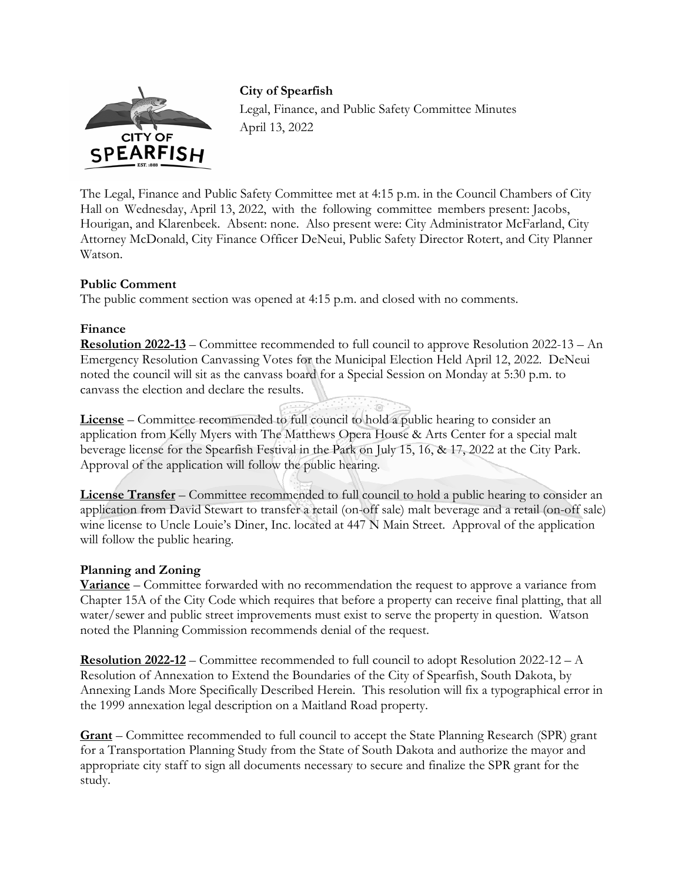**City of Spearfish**

Legal, Finance, and Public Safety Committee Minutes

April 13, 2022

The Legal, Finance and Public Safety Committee met at 4:15 p.m. in the Council Chambers of City Hall on Wednesday, April 13, 2022, with the following committee members present: Jacobs, Hourigan, and Klarenbeek. Absent: none. Also present were: City Administrator McFarland, City Attorney McDonald, City Finance Officer DeNeui, Public Safety Director Rotert, and City Planner Watson.

**Public Comment**

The public comment section was opened at 4:15 p.m. and closed with no comments.

**Finance**

**Resolution 2022-13** – Committee recommended to full council to approve Resolution 2022-13 – An Emergency Resolution Canvassing Votes for the Municipal Election Held April 12, 2022. DeNeui noted the council will sit as the canvass board for a Special Session on Monday at 5:30 p.m. to canvass the election and declare the results.

**License** – Committee recommended to full council to hold a public hearing to consider an application from Kelly Myers with The Matthews Opera House & Arts Center for a special malt beverage license for the Spearfish Festival in the Park on July 15, 16, & 17, 2022 at the City Park. Approval of the application will follow the public hearing.

**License Transfer** – Committee recommended to full council to hold a public hearing to consider an application from David Stewart to transfer a retail (on-off sale) malt beverage and a retail (on-off sale) wine license to Uncle Louie's Diner, Inc. located at 447 N Main Street. Approval of the application will follow the public hearing.

**Planning and Zoning**

**Variance** – Committee forwarded with no recommendation the request to approve a variance from Chapter 15A of the City Code which requires that before a property can receive final platting, that all water/sewer and public street improvements must exist to serve the property in question. Watson noted the Planning Commission recommends denial of the request.

**Resolution 2022-12** – Committee recommended to full council to adopt Resolution 2022-12 – A Resolution of Annexation to Extend the Boundaries of the City of Spearfish, South Dakota, by Annexing Lands More Specifically Described Herein. This resolution will fix a typographical error in the 1999 annexation legal description on a Maitland Road property.

**Grant** – Committee recommended to full council to accept the State Planning Research (SPR) grant for a Transportation Planning Study from the State of South Dakota and authorize the mayor and appropriate city staff to sign all documents necessary to secure and finalize the SPR grant for the study.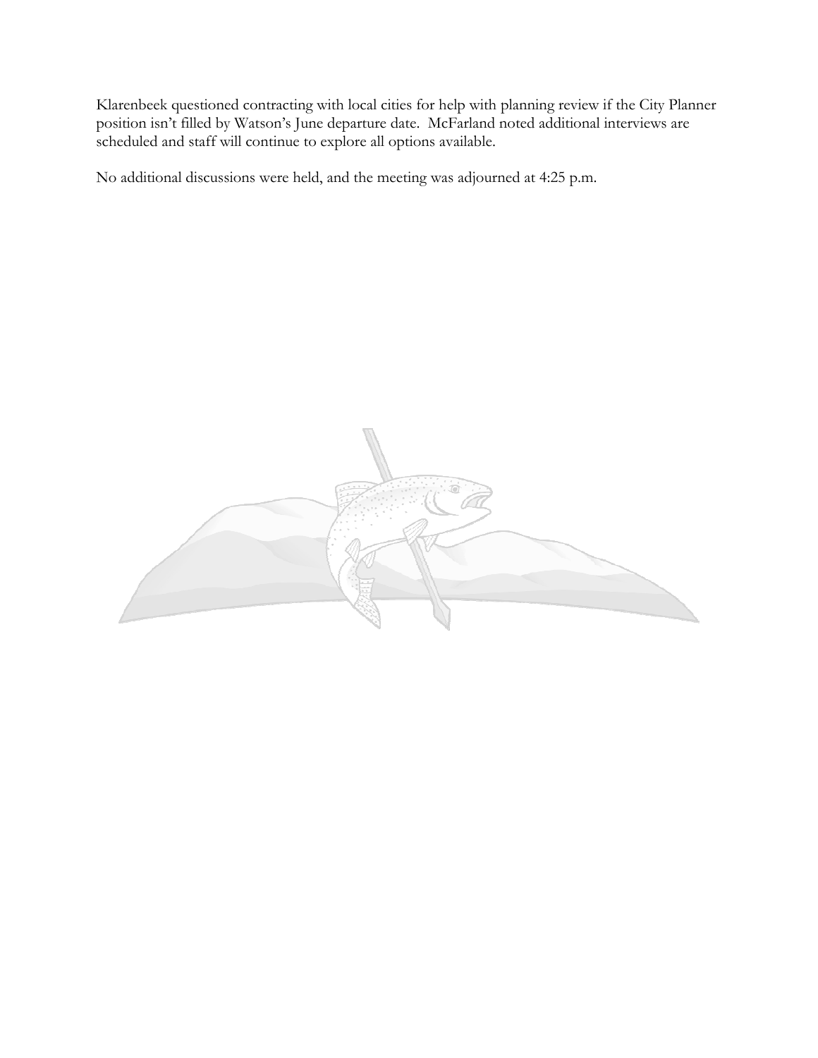Klarenbeek questioned contracting with local cities for help with planning review if the City Planner position isn't filled by Watson's June departure date. McFarland noted additional interviews are scheduled and staff will continue to explore all options available.

No additional discussions were held, and the meeting was adjourned at 4:25 p.m.